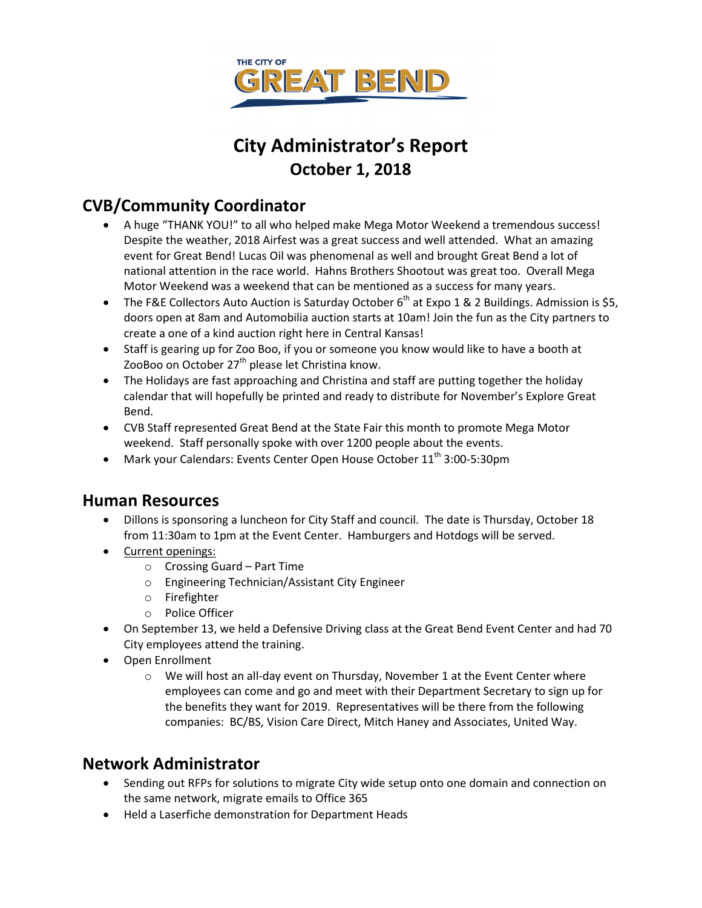THE CITY OF GREAT BEND

# City Administrator's Report
## October 1, 2018

## CVB/Community Coordinator

- A huge "THANK YOU!" to all who helped make Mega Motor Weekend a tremendous success! Despite the weather, 2018 Airfest was a great success and well attended. What an amazing event for Great Bend! Lucas Oil was phenomenal as well and brought Great Bend a lot of national attention in the race world. Hahns Brothers Shootout was great too. Overall Mega Motor Weekend was a weekend that can be mentioned as a success for many years.
- The F&E Collectors Auto Auction is Saturday October 6th at Expo 1 & 2 Buildings. Admission is $5, doors open at 8am and Automobilia auction starts at 10am! Join the fun as the City partners to create a one of a kind auction right here in Central Kansas!
- Staff is gearing up for Zoo Boo, if you or someone you know would like to have a booth at ZooBoo on October 27th please let Christina know.
- The Holidays are fast approaching and Christina and staff are putting together the holiday calendar that will hopefully be printed and ready to distribute for November's Explore Great Bend.
- CVB Staff represented Great Bend at the State Fair this month to promote Mega Motor weekend. Staff personally spoke with over 1200 people about the events.
- Mark your Calendars: Events Center Open House October 11th 3:00-5:30pm

## Human Resources

- Dillons is sponsoring a luncheon for City Staff and council. The date is Thursday, October 18 from 11:30am to 1pm at the Event Center. Hamburgers and Hotdogs will be served.
- Current openings:
  - Crossing Guard – Part Time
  - Engineering Technician/Assistant City Engineer
  - Firefighter
  - Police Officer
- On September 13, we held a Defensive Driving class at the Great Bend Event Center and had 70 City employees attend the training.
- Open Enrollment
  - We will host an all-day event on Thursday, November 1 at the Event Center where employees can come and go and meet with their Department Secretary to sign up for the benefits they want for 2019. Representatives will be there from the following companies: BC/BS, Vision Care Direct, Mitch Haney and Associates, United Way.

## Network Administrator

- Sending out RFPs for solutions to migrate City wide setup onto one domain and connection on the same network, migrate emails to Office 365
- Held a Laserfiche demonstration for Department Heads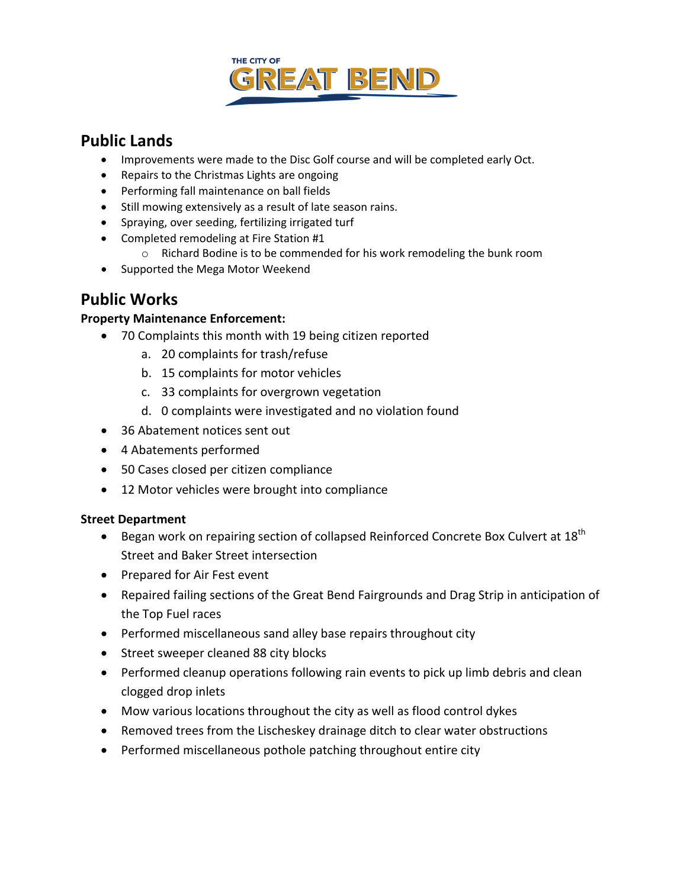THE CITY OF GREAT BEND

## Public Lands

- Improvements were made to the Disc Golf course and will be completed early Oct.
- Repairs to the Christmas Lights are ongoing
- Performing fall maintenance on ball fields
- Still mowing extensively as a result of late season rains.
- Spraying, over seeding, fertilizing irrigated turf
- Completed remodeling at Fire Station #1
  - Richard Bodine is to be commended for his work remodeling the bunk room
- Supported the Mega Motor Weekend

## Public Works

**Property Maintenance Enforcement:**

- 70 Complaints this month with 19 being citizen reported
  a. 20 complaints for trash/refuse
  b. 15 complaints for motor vehicles
  c. 33 complaints for overgrown vegetation
  d. 0 complaints were investigated and no violation found
- 36 Abatement notices sent out
- 4 Abatements performed
- 50 Cases closed per citizen compliance
- 12 Motor vehicles were brought into compliance

**Street Department**

- Began work on repairing section of collapsed Reinforced Concrete Box Culvert at 18th Street and Baker Street intersection
- Prepared for Air Fest event
- Repaired failing sections of the Great Bend Fairgrounds and Drag Strip in anticipation of the Top Fuel races
- Performed miscellaneous sand alley base repairs throughout city
- Street sweeper cleaned 88 city blocks
- Performed cleanup operations following rain events to pick up limb debris and clean clogged drop inlets
- Mow various locations throughout the city as well as flood control dykes
- Removed trees from the Lischeskey drainage ditch to clear water obstructions
- Performed miscellaneous pothole patching throughout entire city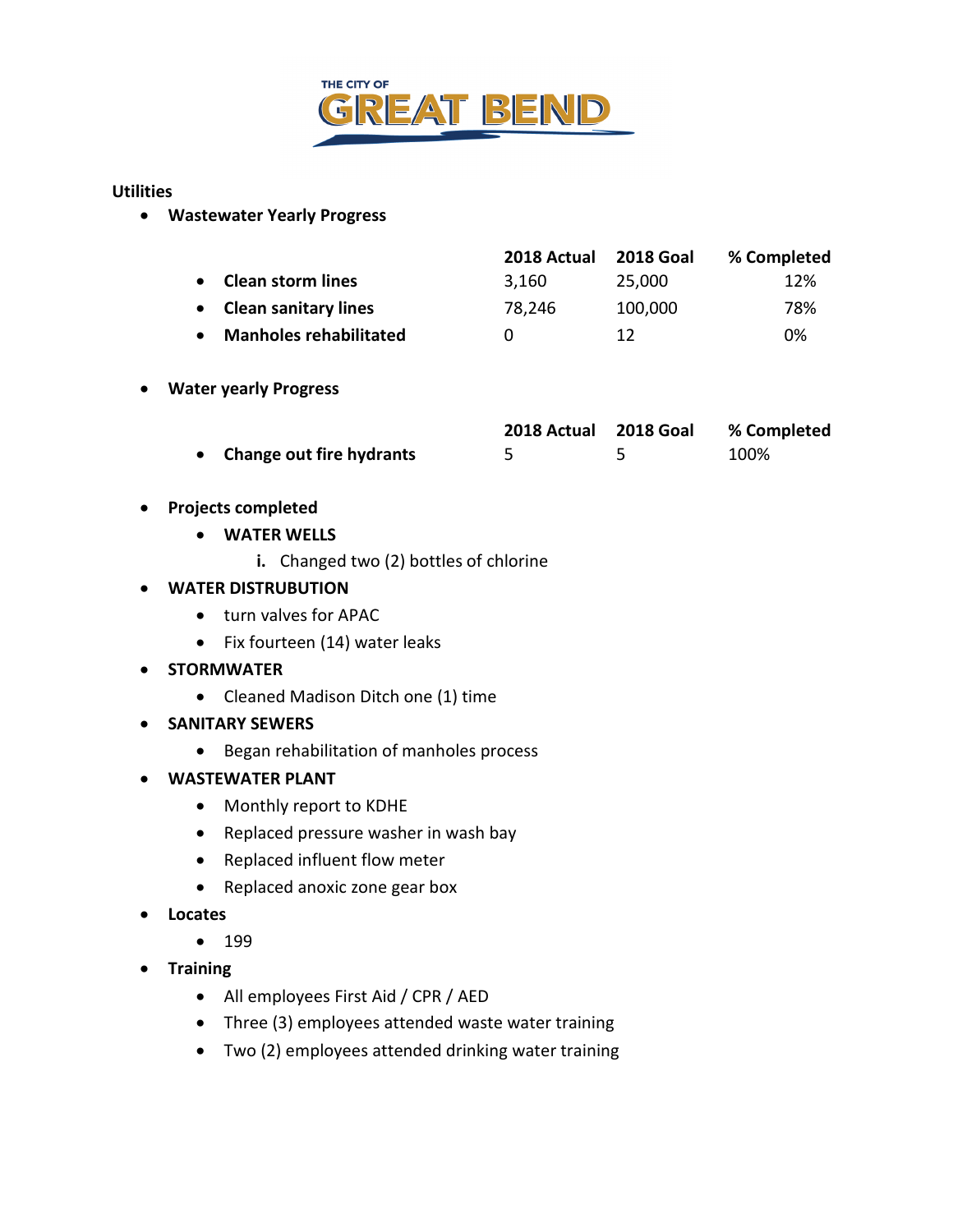THE CITY OF GREAT BEND

**Utilities**

- **Wastewater Yearly Progress**

| | 2018 Actual | 2018 Goal | % Completed |
|---|---|---|---|
| Clean storm lines | 3,160 | 25,000 | 12% |
| Clean sanitary lines | 78,246 | 100,000 | 78% |
| Manholes rehabilitated | 0 | 12 | 0% |

- **Water yearly Progress**

| | 2018 Actual | 2018 Goal | % Completed |
|---|---|---|---|
| Change out fire hydrants | 5 | 5 | 100% |

- **Projects completed**
  - **WATER WELLS**
    - i. Changed two (2) bottles of chlorine
- **WATER DISTRUBUTION**
  - turn valves for APAC
  - Fix fourteen (14) water leaks
- **STORMWATER**
  - Cleaned Madison Ditch one (1) time
- **SANITARY SEWERS**
  - Began rehabilitation of manholes process
- **WASTEWATER PLANT**
  - Monthly report to KDHE
  - Replaced pressure washer in wash bay
  - Replaced influent flow meter
  - Replaced anoxic zone gear box
- **Locates**
  - 199
- **Training**
  - All employees First Aid / CPR / AED
  - Three (3) employees attended waste water training
  - Two (2) employees attended drinking water training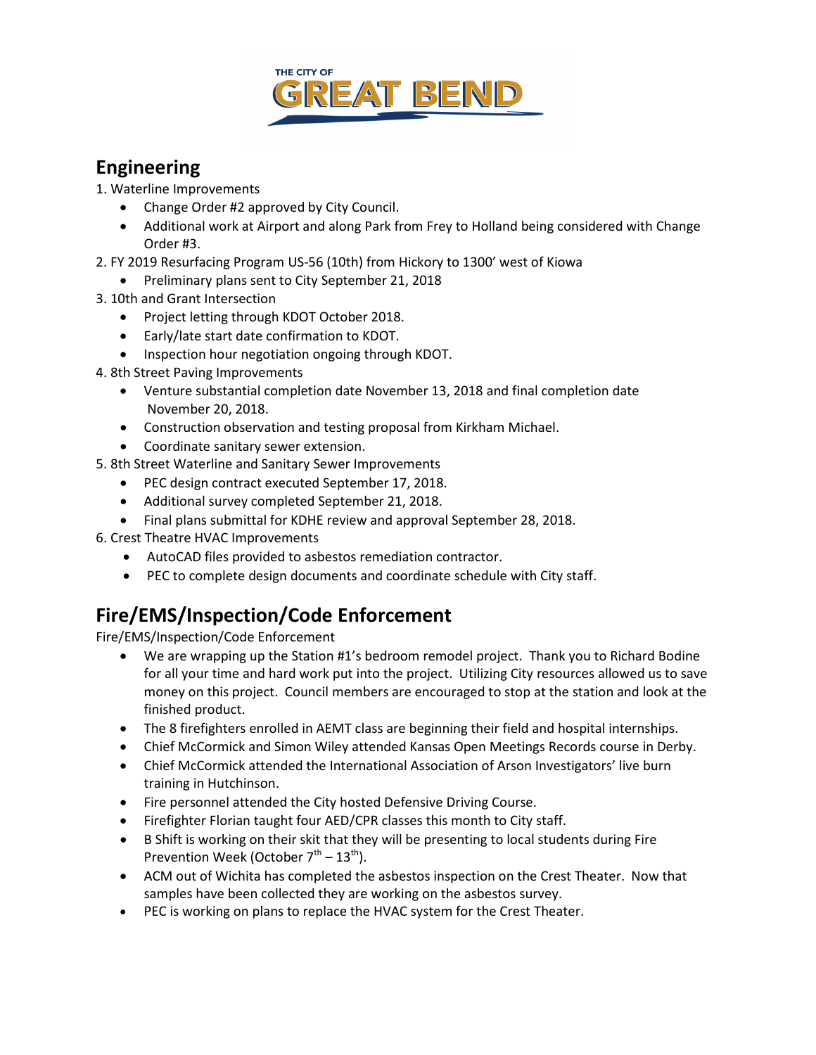## Engineering

1. Waterline Improvements
    - Change Order #2 approved by City Council.
    - Additional work at Airport and along Park from Frey to Holland being considered with Change Order #3.
2. FY 2019 Resurfacing Program US-56 (10th) from Hickory to 1300' west of Kiowa
    - Preliminary plans sent to City September 21, 2018
3. 10th and Grant Intersection
    - Project letting through KDOT October 2018.
    - Early/late start date confirmation to KDOT.
    - Inspection hour negotiation ongoing through KDOT.
4. 8th Street Paving Improvements
    - Venture substantial completion date November 13, 2018 and final completion date November 20, 2018.
    - Construction observation and testing proposal from Kirkham Michael.
    - Coordinate sanitary sewer extension.
5. 8th Street Waterline and Sanitary Sewer Improvements
    - PEC design contract executed September 17, 2018.
    - Additional survey completed September 21, 2018.
    - Final plans submittal for KDHE review and approval September 28, 2018.
6. Crest Theatre HVAC Improvements
    - AutoCAD files provided to asbestos remediation contractor.
    - PEC to complete design documents and coordinate schedule with City staff.

## Fire/EMS/Inspection/Code Enforcement

Fire/EMS/Inspection/Code Enforcement

- We are wrapping up the Station #1's bedroom remodel project. Thank you to Richard Bodine for all your time and hard work put into the project. Utilizing City resources allowed us to save money on this project. Council members are encouraged to stop at the station and look at the finished product.
- The 8 firefighters enrolled in AEMT class are beginning their field and hospital internships.
- Chief McCormick and Simon Wiley attended Kansas Open Meetings Records course in Derby.
- Chief McCormick attended the International Association of Arson Investigators' live burn training in Hutchinson.
- Fire personnel attended the City hosted Defensive Driving Course.
- Firefighter Florian taught four AED/CPR classes this month to City staff.
- B Shift is working on their skit that they will be presenting to local students during Fire Prevention Week (October 7th – 13th).
- ACM out of Wichita has completed the asbestos inspection on the Crest Theater. Now that samples have been collected they are working on the asbestos survey.
- PEC is working on plans to replace the HVAC system for the Crest Theater.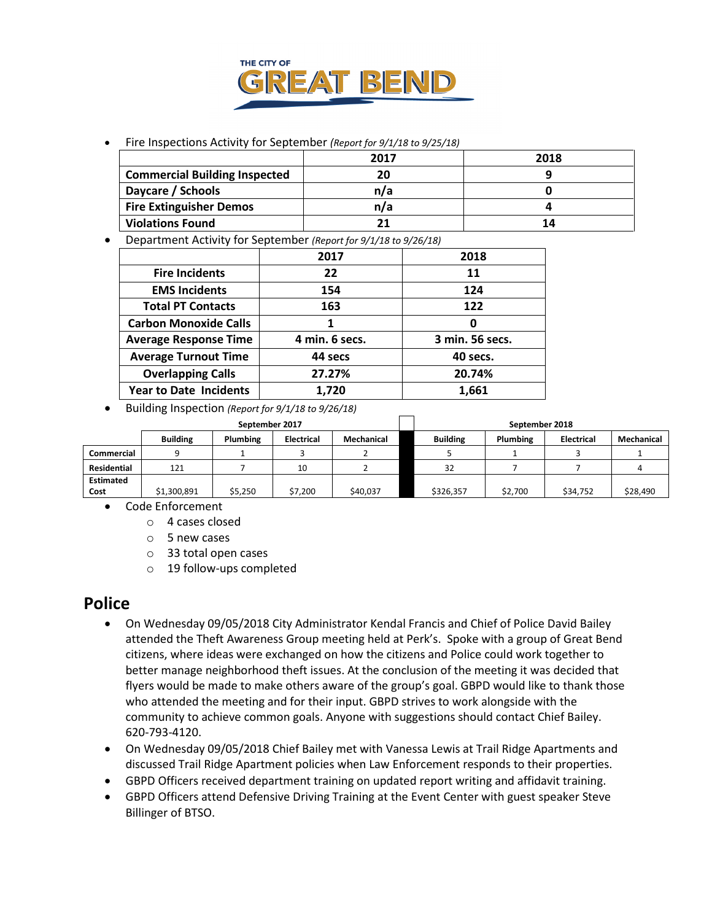- Fire Inspections Activity for September *(Report for 9/1/18 to 9/25/18)*

| | 2017 | 2018 |
|---|---|---|
| **Commercial Building Inspected** | **20** | **9** |
| **Daycare / Schools** | **n/a** | **0** |
| **Fire Extinguisher Demos** | **n/a** | **4** |
| **Violations Found** | **21** | **14** |

- Department Activity for September *(Report for 9/1/18 to 9/26/18)*

| | 2017 | 2018 |
|---|---|---|
| **Fire Incidents** | **22** | **11** |
| **EMS Incidents** | **154** | **124** |
| **Total PT Contacts** | **163** | **122** |
| **Carbon Monoxide Calls** | **1** | **0** |
| **Average Response Time** | **4 min. 6 secs.** | **3 min. 56 secs.** |
| **Average Turnout Time** | **44 secs** | **40 secs.** |
| **Overlapping Calls** | **27.27%** | **20.74%** |
| **Year to Date Incidents** | **1,720** | **1,661** |

- Building Inspection *(Report for 9/1/18 to 9/26/18)*

| | September 2017 | | | | | September 2018 | | | |
|---|---|---|---|---|---|---|---|---|---|
| | **Building** | **Plumbing** | **Electrical** | **Mechanical** | | **Building** | **Plumbing** | **Electrical** | **Mechanical** |
| **Commercial** | 9 | 1 | 3 | 2 | | 5 | 1 | 3 | 1 |
| **Residential** | 121 | 7 | 10 | 2 | | 32 | 7 | 7 | 4 |
| **Estimated Cost** | $1,300,891 | $5,250 | $7,200 | $40,037 | | $326,357 | $2,700 | $34,752 | $28,490 |

- Code Enforcement
  - 4 cases closed
  - 5 new cases
  - 33 total open cases
  - 19 follow-ups completed

## Police

- On Wednesday 09/05/2018 City Administrator Kendal Francis and Chief of Police David Bailey attended the Theft Awareness Group meeting held at Perk's. Spoke with a group of Great Bend citizens, where ideas were exchanged on how the citizens and Police could work together to better manage neighborhood theft issues. At the conclusion of the meeting it was decided that flyers would be made to make others aware of the group's goal. GBPD would like to thank those who attended the meeting and for their input. GBPD strives to work alongside with the community to achieve common goals. Anyone with suggestions should contact Chief Bailey. 620-793-4120.
- On Wednesday 09/05/2018 Chief Bailey met with Vanessa Lewis at Trail Ridge Apartments and discussed Trail Ridge Apartment policies when Law Enforcement responds to their properties.
- GBPD Officers received department training on updated report writing and affidavit training.
- GBPD Officers attend Defensive Driving Training at the Event Center with guest speaker Steve Billinger of BTSO.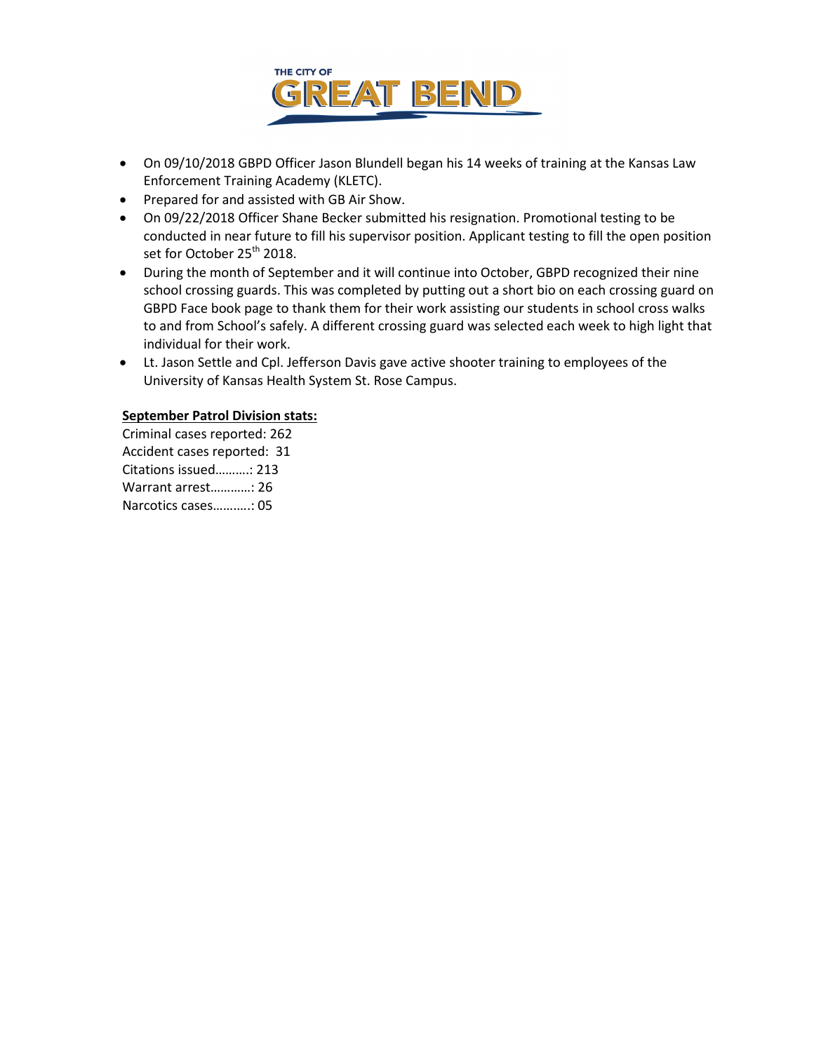- On 09/10/2018 GBPD Officer Jason Blundell began his 14 weeks of training at the Kansas Law Enforcement Training Academy (KLETC).
- Prepared for and assisted with GB Air Show.
- On 09/22/2018 Officer Shane Becker submitted his resignation. Promotional testing to be conducted in near future to fill his supervisor position. Applicant testing to fill the open position set for October 25th 2018.
- During the month of September and it will continue into October, GBPD recognized their nine school crossing guards. This was completed by putting out a short bio on each crossing guard on GBPD Face book page to thank them for their work assisting our students in school cross walks to and from School's safely. A different crossing guard was selected each week to high light that individual for their work.
- Lt. Jason Settle and Cpl. Jefferson Davis gave active shooter training to employees of the University of Kansas Health System St. Rose Campus.

**September Patrol Division stats:**

Criminal cases reported: 262
Accident cases reported: 31
Citations issued……….: 213
Warrant arrest…………: 26
Narcotics cases………..: 05